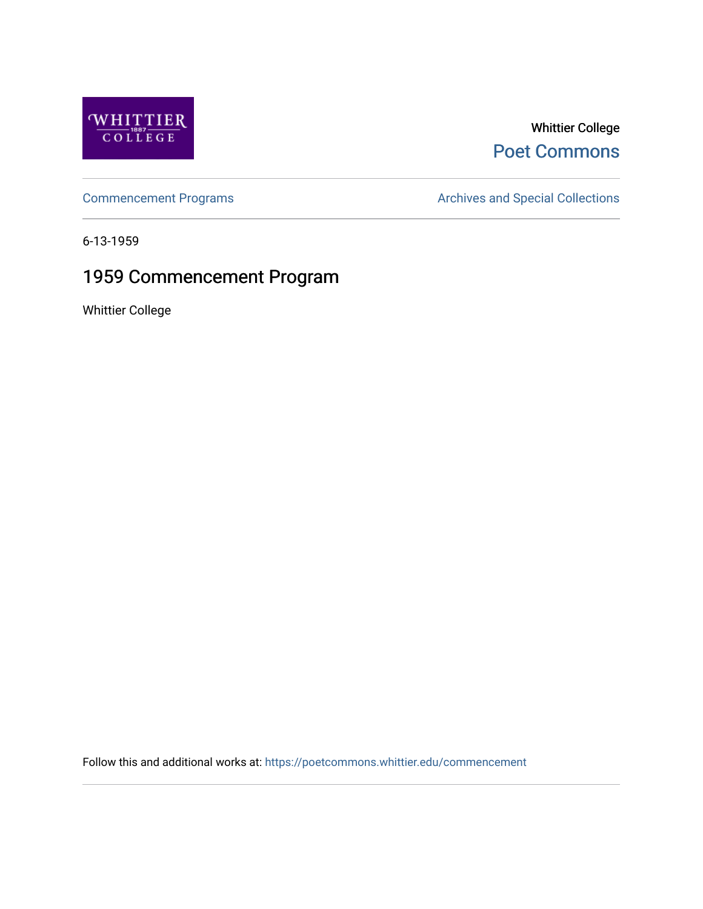Whittier College

Poet Commons

Commencement Programs

Archives and Special Collections

6-13-1959

# 1959 Commencement Program

Whittier College

Follow this and additional works at: https://poetcommons.whittier.edu/commencement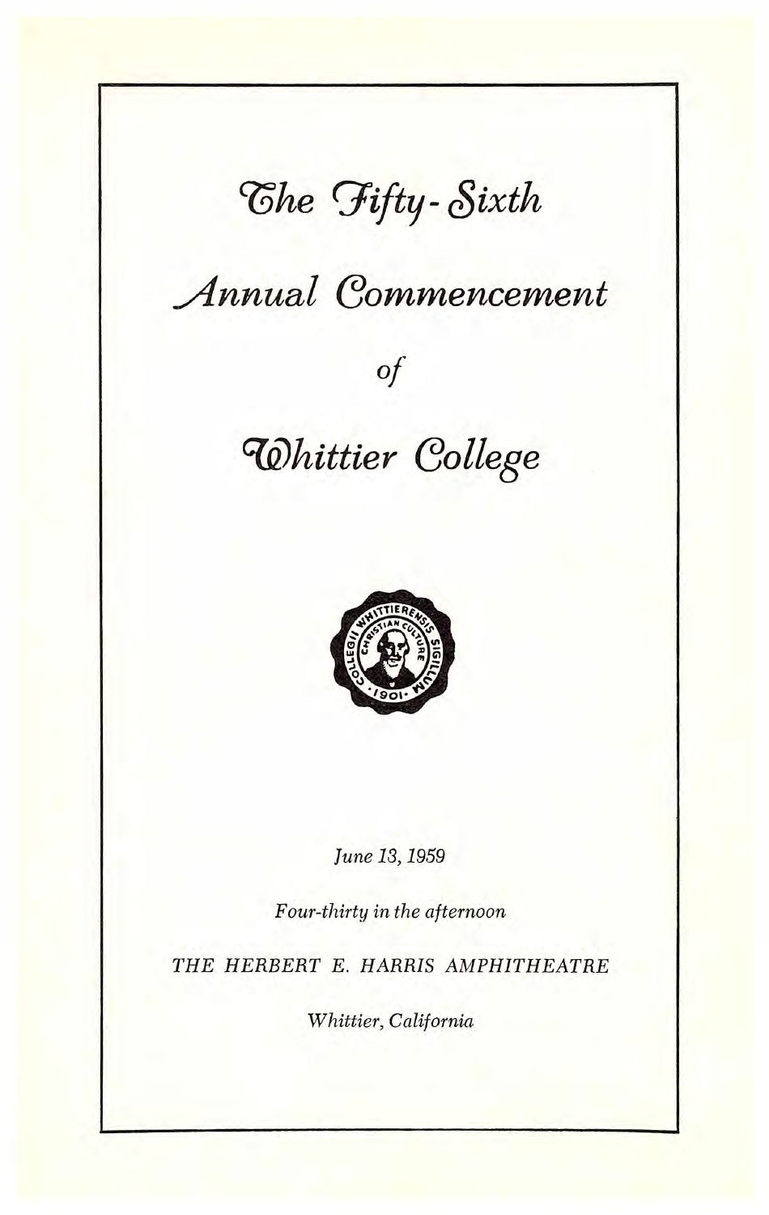# The Fifty-Sixth

# Annual Commencement

*of*

# Whittier College

*June 13, 1959*

*Four-thirty in the afternoon*

*THE HERBERT E. HARRIS AMPHITHEATRE*

*Whittier, California*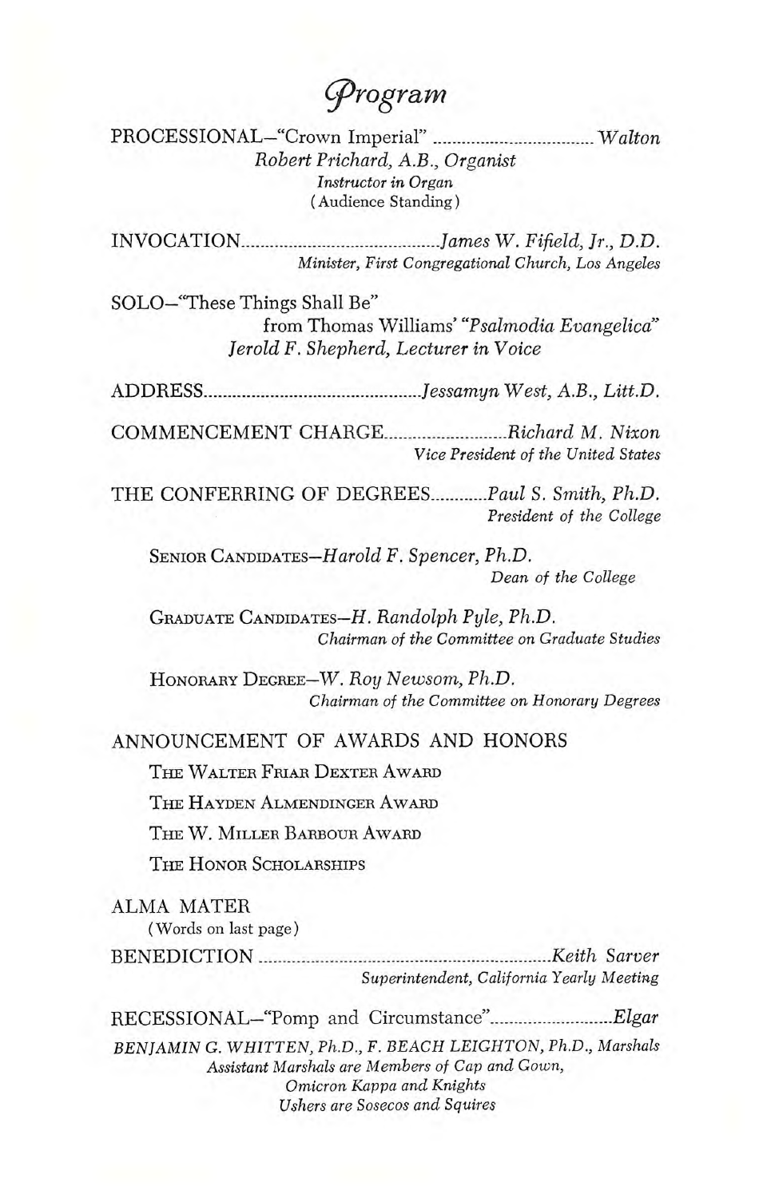# *Program*

PROCESSIONAL—"Crown Imperial" .................................. *Walton*

*Robert Prichard, A.B., Organist*
*Instructor in Organ*
(Audience Standing)

INVOCATION.......................................... *James W. Fifield, Jr., D.D.*
*Minister, First Congregational Church, Los Angeles*

SOLO—"These Things Shall Be"
from Thomas Williams' "*Psalmodia Evangelica*"
*Jerold F. Shepherd, Lecturer in Voice*

ADDRESS.............................................. *Jessamyn West, A.B., Litt.D.*

COMMENCEMENT CHARGE.......................... *Richard M. Nixon*
*Vice President of the United States*

THE CONFERRING OF DEGREES............ *Paul S. Smith, Ph.D.*
*President of the College*

SENIOR CANDIDATES—*Harold F. Spencer, Ph.D.*
*Dean of the College*

GRADUATE CANDIDATES—*H. Randolph Pyle, Ph.D.*
*Chairman of the Committee on Graduate Studies*

HONORARY DEGREE—*W. Roy Newsom, Ph.D.*
*Chairman of the Committee on Honorary Degrees*

ANNOUNCEMENT OF AWARDS AND HONORS

THE WALTER FRIAR DEXTER AWARD

THE HAYDEN ALMENDINGER AWARD

THE W. MILLER BARBOUR AWARD

THE HONOR SCHOLARSHIPS

ALMA MATER
(Words on last page)

BENEDICTION ............................................................... *Keith Sarver*
*Superintendent, California Yearly Meeting*

RECESSIONAL—"Pomp and Circumstance".......................... *Elgar*

*BENJAMIN G. WHITTEN, Ph.D., F. BEACH LEIGHTON, Ph.D., Marshals*
*Assistant Marshals are Members of Cap and Gown,*
*Omicron Kappa and Knights*
*Ushers are Sosecos and Squires*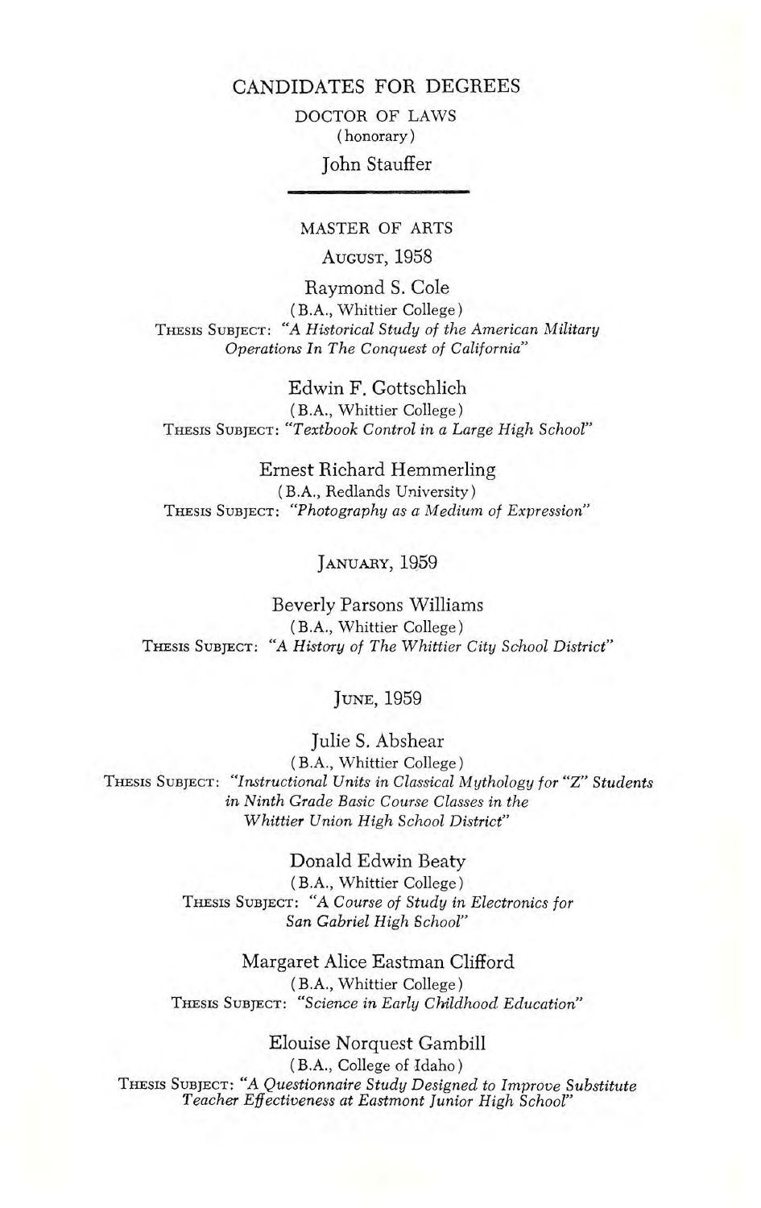# CANDIDATES FOR DEGREES

## DOCTOR OF LAWS
(honorary)

John Stauffer

---

## MASTER OF ARTS

### August, 1958

**Raymond S. Cole**
(B.A., Whittier College)
Thesis Subject: *"A Historical Study of the American Military Operations In The Conquest of California"*

**Edwin F. Gottschlich**
(B.A., Whittier College)
Thesis Subject: *"Textbook Control in a Large High School"*

**Ernest Richard Hemmerling**
(B.A., Redlands University)
Thesis Subject: *"Photography as a Medium of Expression"*

### January, 1959

**Beverly Parsons Williams**
(B.A., Whittier College)
Thesis Subject: *"A History of The Whittier City School District"*

### June, 1959

**Julie S. Abshear**
(B.A., Whittier College)
Thesis Subject: *"Instructional Units in Classical Mythology for "Z" Students in Ninth Grade Basic Course Classes in the Whittier Union High School District"*

**Donald Edwin Beaty**
(B.A., Whittier College)
Thesis Subject: *"A Course of Study in Electronics for San Gabriel High School"*

**Margaret Alice Eastman Clifford**
(B.A., Whittier College)
Thesis Subject: *"Science in Early Childhood Education"*

**Elouise Norquest Gambill**
(B.A., College of Idaho)
Thesis Subject: *"A Questionnaire Study Designed to Improve Substitute Teacher Effectiveness at Eastmont Junior High School"*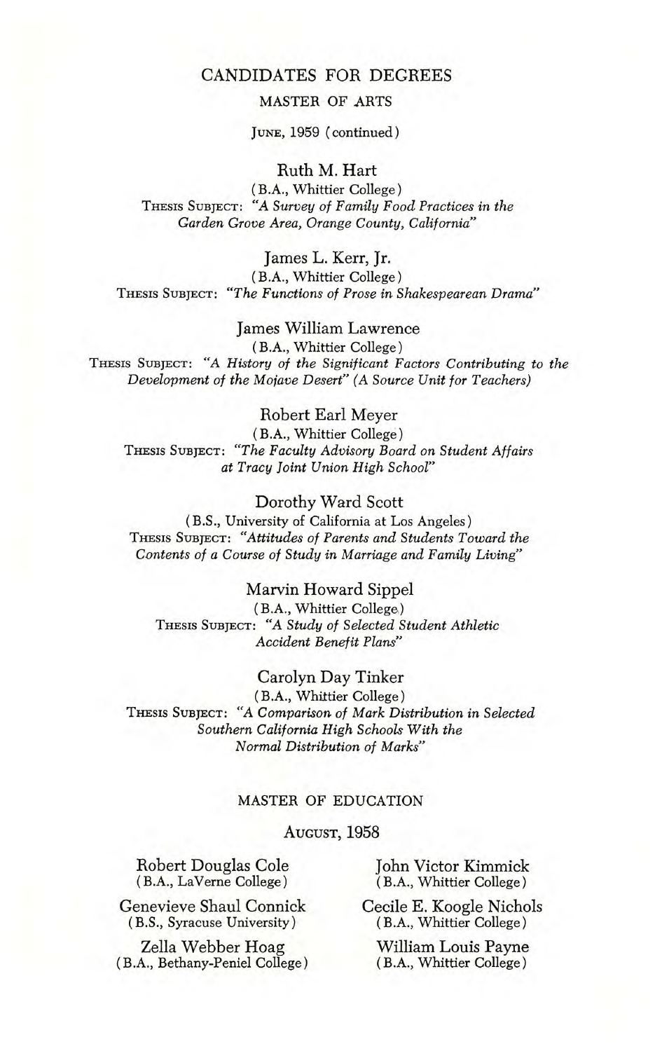## CANDIDATES FOR DEGREES

### MASTER OF ARTS

JUNE, 1959 (continued)

**Ruth M. Hart**
(B.A., Whittier College)
THESIS SUBJECT: *"A Survey of Family Food Practices in the Garden Grove Area, Orange County, California"*

**James L. Kerr, Jr.**
(B.A., Whittier College)
THESIS SUBJECT: *"The Functions of Prose in Shakespearean Drama"*

**James William Lawrence**
(B.A., Whittier College)
THESIS SUBJECT: *"A History of the Significant Factors Contributing to the Development of the Mojave Desert" (A Source Unit for Teachers)*

**Robert Earl Meyer**
(B.A., Whittier College)
THESIS SUBJECT: *"The Faculty Advisory Board on Student Affairs at Tracy Joint Union High School"*

**Dorothy Ward Scott**
(B.S., University of California at Los Angeles)
THESIS SUBJECT: *"Attitudes of Parents and Students Toward the Contents of a Course of Study in Marriage and Family Living"*

**Marvin Howard Sippel**
(B.A., Whittier College)
THESIS SUBJECT: *"A Study of Selected Student Athletic Accident Benefit Plans"*

**Carolyn Day Tinker**
(B.A., Whittier College)
THESIS SUBJECT: *"A Comparison of Mark Distribution in Selected Southern California High Schools With the Normal Distribution of Marks"*

### MASTER OF EDUCATION

AUGUST, 1958

Robert Douglas Cole
(B.A., LaVerne College)

Genevieve Shaul Connick
(B.S., Syracuse University)

Zella Webber Hoag
(B.A., Bethany-Peniel College)

John Victor Kimmick
(B.A., Whittier College)

Cecile E. Koogle Nichols
(B.A., Whittier College)

William Louis Payne
(B.A., Whittier College)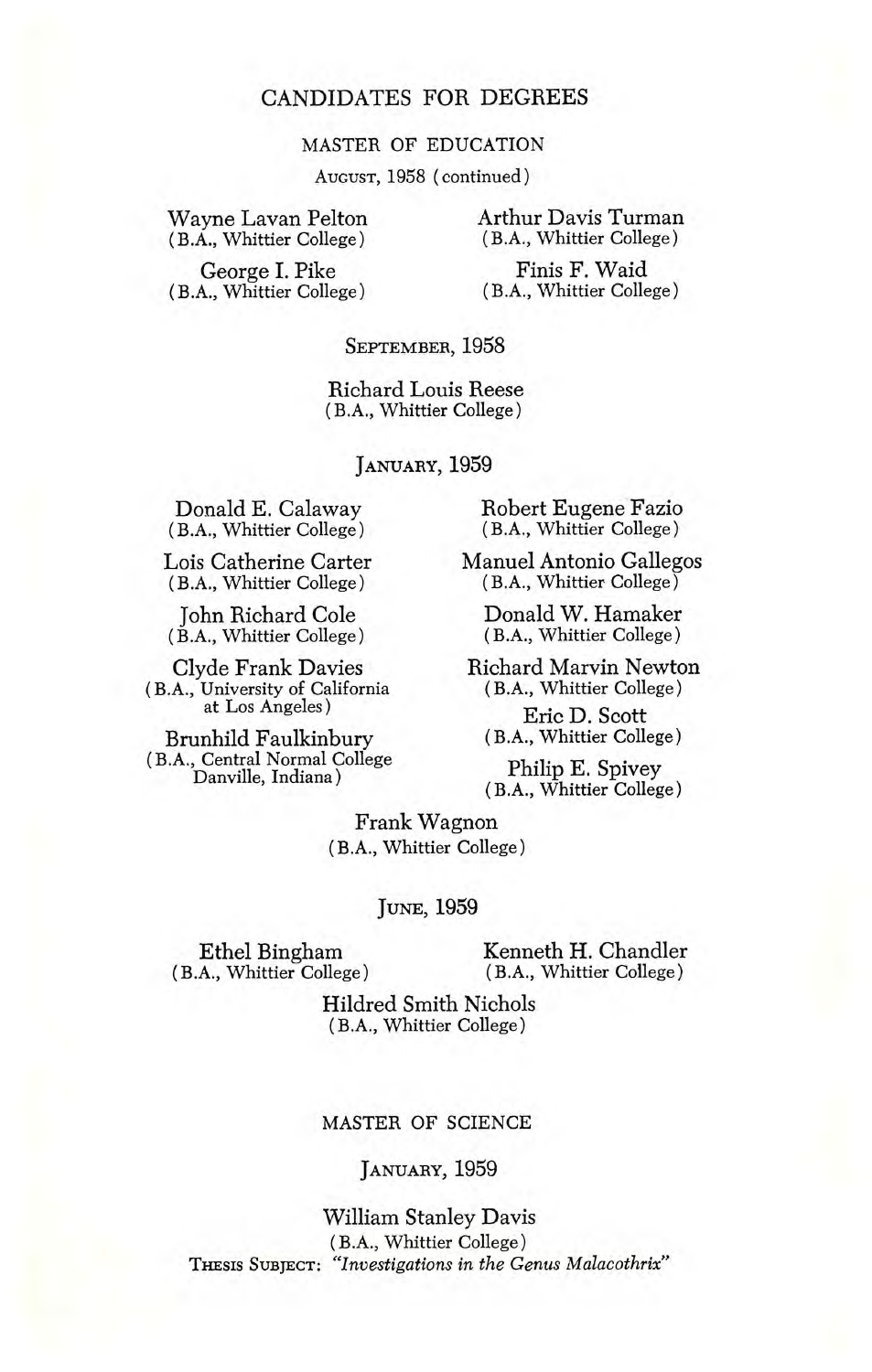# CANDIDATES FOR DEGREES

## MASTER OF EDUCATION

### August, 1958 (continued)

Wayne Lavan Pelton
(B.A., Whittier College)

George I. Pike
(B.A., Whittier College)

Arthur Davis Turman
(B.A., Whittier College)

Finis F. Waid
(B.A., Whittier College)

### September, 1958

Richard Louis Reese
(B.A., Whittier College)

### January, 1959

Donald E. Calaway
(B.A., Whittier College)

Lois Catherine Carter
(B.A., Whittier College)

John Richard Cole
(B.A., Whittier College)

Clyde Frank Davies
(B.A., University of California at Los Angeles)

Brunhild Faulkinbury
(B.A., Central Normal College Danville, Indiana)

Robert Eugene Fazio
(B.A., Whittier College)

Manuel Antonio Gallegos
(B.A., Whittier College)

Donald W. Hamaker
(B.A., Whittier College)

Richard Marvin Newton
(B.A., Whittier College)

Eric D. Scott
(B.A., Whittier College)

Philip E. Spivey
(B.A., Whittier College)

Frank Wagnon
(B.A., Whittier College)

### June, 1959

Ethel Bingham
(B.A., Whittier College)

Kenneth H. Chandler
(B.A., Whittier College)

Hildred Smith Nichols
(B.A., Whittier College)

## MASTER OF SCIENCE

### January, 1959

William Stanley Davis
(B.A., Whittier College)
Thesis Subject: *"Investigations in the Genus Malacothrix"*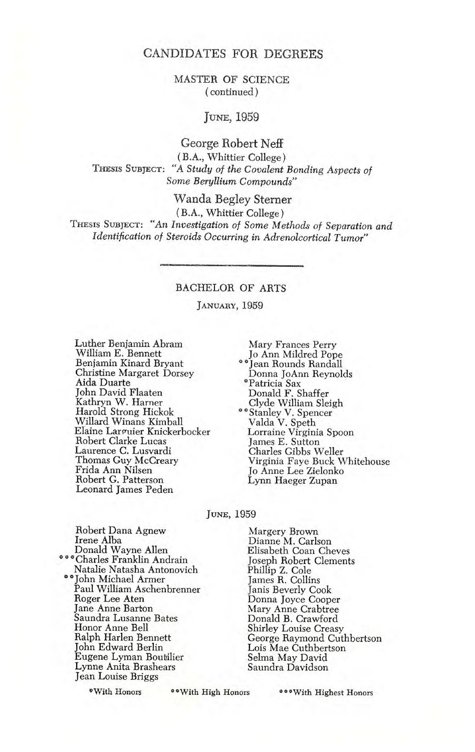# CANDIDATES FOR DEGREES

## MASTER OF SCIENCE
(continued)

### June, 1959

**George Robert Neff**
(B.A., Whittier College)
Thesis Subject: *"A Study of the Covalent Bonding Aspects of Some Beryllium Compounds"*

**Wanda Begley Sterner**
(B.A., Whittier College)
Thesis Subject: *"An Investigation of Some Methods of Separation and Identification of Steroids Occurring in Adrenolcortical Tumor"*

---

## BACHELOR OF ARTS

### January, 1959

Luther Benjamin Abram
William E. Bennett
Benjamin Kinard Bryant
Christine Margaret Dorsey
Aida Duarte
John David Flaaten
Kathryn W. Harner
Harold Strong Hickok
Willard Winans Kimball
Elaine Larguier Knickerbocker
Robert Clarke Lucas
Laurence C. Lusvardi
Thomas Guy McCreary
Frida Ann Nilsen
Robert G. Patterson
Leonard James Peden
Mary Frances Perry
Jo Ann Mildred Pope
**Jean Rounds Randall
Donna JoAnn Reynolds
*Patricia Sax
Donald F. Shaffer
Clyde William Sleigh
**Stanley V. Spencer
Valda V. Speth
Lorraine Virginia Spoon
James E. Sutton
Charles Gibbs Weller
Virginia Faye Buck Whitehouse
Jo Anne Lee Zielonko
Lynn Haeger Zupan

### June, 1959

Robert Dana Agnew
Irene Alba
Donald Wayne Allen
***Charles Franklin Andrain
Natalie Natasha Antonovich
**John Michael Armer
Paul William Aschenbrenner
Roger Lee Aten
Jane Anne Barton
Saundra Lusanne Bates
Honor Anne Bell
Ralph Harlen Bennett
John Edward Berlin
Eugene Lyman Boutilier
Lynne Anita Brashears
Jean Louise Briggs
Margery Brown
Dianne M. Carlson
Elisabeth Coan Cheves
Joseph Robert Clements
Phillip Z. Cole
James R. Collins
Janis Beverly Cook
Donna Joyce Cooper
Mary Anne Crabtree
Donald B. Crawford
Shirley Louise Creasy
George Raymond Cuthbertson
Lois Mae Cuthbertson
Selma May David
Saundra Davidson

*With Honors  **With High Honors  ***With Highest Honors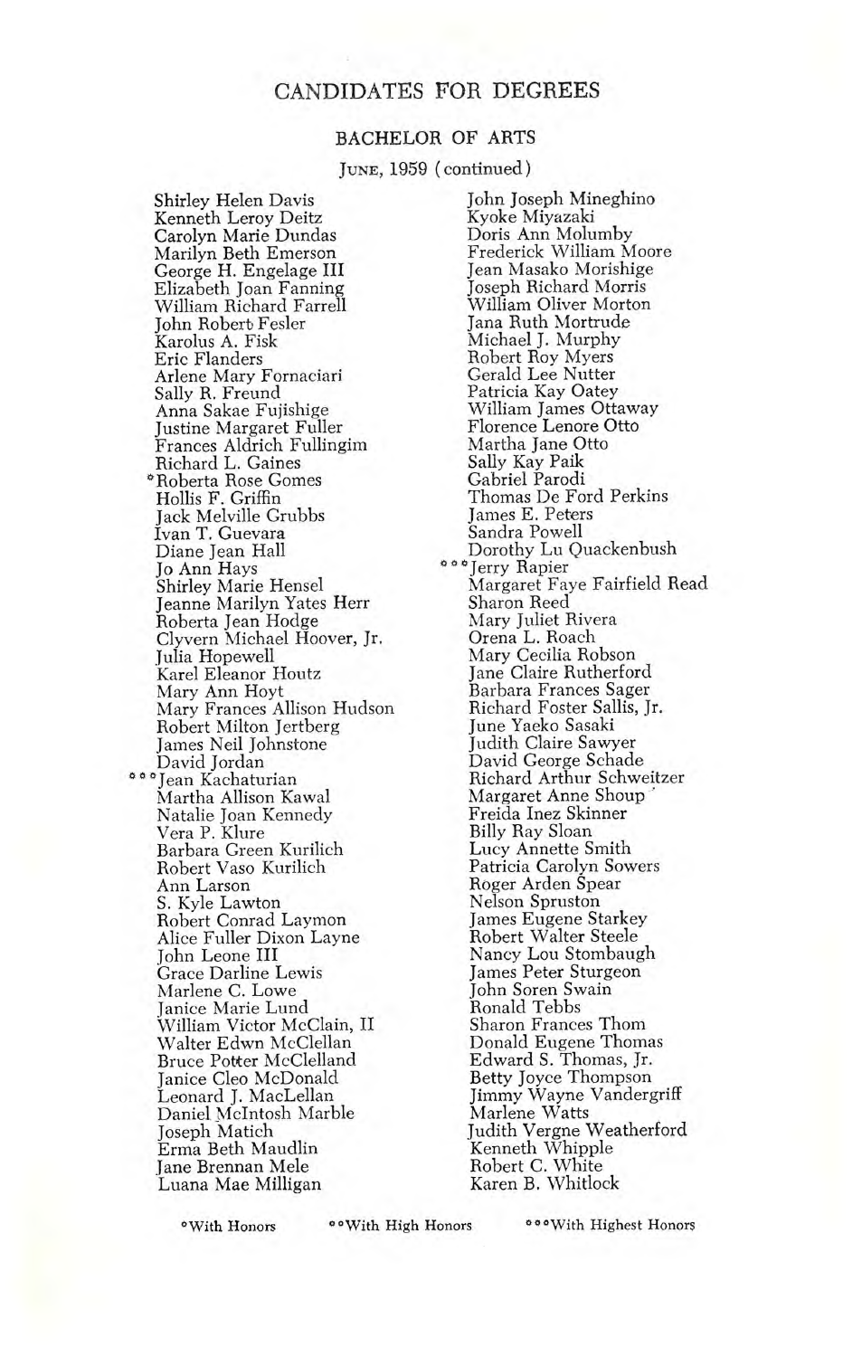# CANDIDATES FOR DEGREES

## BACHELOR OF ARTS

JUNE, 1959 (continued)

Shirley Helen Davis
Kenneth Leroy Deitz
Carolyn Marie Dundas
Marilyn Beth Emerson
George H. Engelage III
Elizabeth Joan Fanning
William Richard Farrell
John Robert Fesler
Karolus A. Fisk
Eric Flanders
Arlene Mary Fornaciari
Sally R. Freund
Anna Sakae Fujishige
Justine Margaret Fuller
Frances Aldrich Fullingim
Richard L. Gaines
*Roberta Rose Gomes
Hollis F. Griffin
Jack Melville Grubbs
Ivan T. Guevara
Diane Jean Hall
Jo Ann Hays
Shirley Marie Hensel
Jeanne Marilyn Yates Herr
Roberta Jean Hodge
Clyvern Michael Hoover, Jr.
Julia Hopewell
Karel Eleanor Houtz
Mary Ann Hoyt
Mary Frances Allison Hudson
Robert Milton Jertberg
James Neil Johnstone
David Jordan
***Jean Kachaturian
Martha Allison Kawal
Natalie Joan Kennedy
Vera P. Klure
Barbara Green Kurilich
Robert Vaso Kurilich
Ann Larson
S. Kyle Lawton
Robert Conrad Laymon
Alice Fuller Dixon Layne
John Leone III
Grace Darline Lewis
Marlene C. Lowe
Janice Marie Lund
William Victor McClain, II
Walter Edwn McClellan
Bruce Potter McClelland
Janice Cleo McDonald
Leonard J. MacLellan
Daniel McIntosh Marble
Joseph Matich
Erma Beth Maudlin
Jane Brennan Mele
Luana Mae Milligan
John Joseph Mineghino
Kyoke Miyazaki
Doris Ann Molumby
Frederick William Moore
Jean Masako Morishige
Joseph Richard Morris
William Oliver Morton
Jana Ruth Mortrude
Michael J. Murphy
Robert Roy Myers
Gerald Lee Nutter
Patricia Kay Oatey
William James Ottaway
Florence Lenore Otto
Martha Jane Otto
Sally Kay Paik
Gabriel Parodi
Thomas De Ford Perkins
James E. Peters
Sandra Powell
Dorothy Lu Quackenbush
***Jerry Rapier
Margaret Faye Fairfield Read
Sharon Reed
Mary Juliet Rivera
Orena L. Roach
Mary Cecilia Robson
Jane Claire Rutherford
Barbara Frances Sager
Richard Foster Sallis, Jr.
June Yaeko Sasaki
Judith Claire Sawyer
David George Schade
Richard Arthur Schweitzer
Margaret Anne Shoup
Freida Inez Skinner
Billy Ray Sloan
Lucy Annette Smith
Patricia Carolyn Sowers
Roger Arden Spear
Nelson Spruston
James Eugene Starkey
Robert Walter Steele
Nancy Lou Stombaugh
James Peter Sturgeon
John Soren Swain
Ronald Tebbs
Sharon Frances Thom
Donald Eugene Thomas
Edward S. Thomas, Jr.
Betty Joyce Thompson
Jimmy Wayne Vandergriff
Marlene Watts
Judith Vergne Weatherford
Kenneth Whipple
Robert C. White
Karen B. Whitlock

*With Honors **With High Honors ***With Highest Honors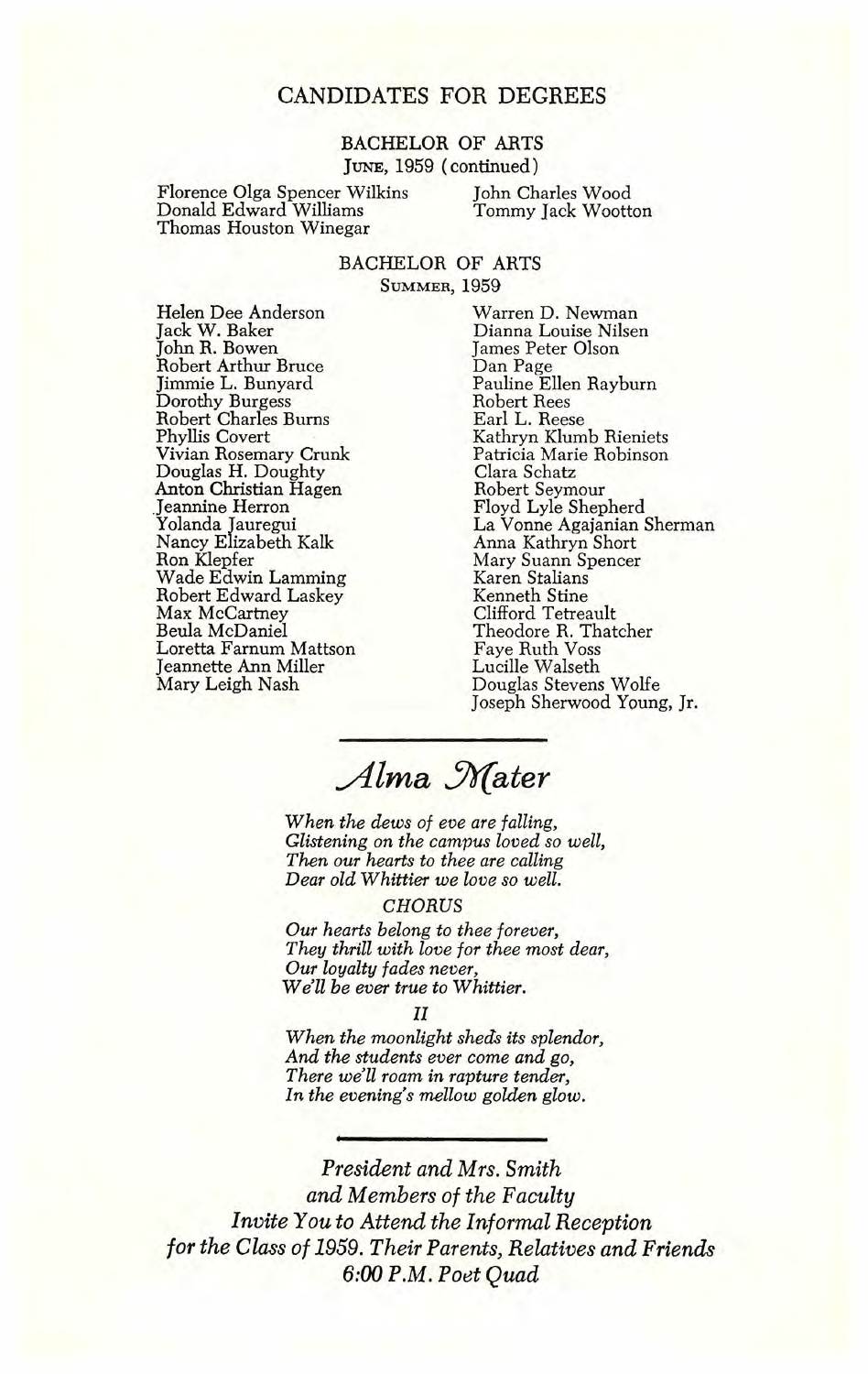## CANDIDATES FOR DEGREES

### BACHELOR OF ARTS

JUNE, 1959 (continued)

Florence Olga Spencer Wilkins
Donald Edward Williams
Thomas Houston Winegar
John Charles Wood
Tommy Jack Wootton

### BACHELOR OF ARTS

SUMMER, 1959

Helen Dee Anderson
Jack W. Baker
John R. Bowen
Robert Arthur Bruce
Jimmie L. Bunyard
Dorothy Burgess
Robert Charles Burns
Phyllis Covert
Vivian Rosemary Crunk
Douglas H. Doughty
Anton Christian Hagen
Jeannine Herron
Yolanda Jauregui
Nancy Elizabeth Kalk
Ron Klepfer
Wade Edwin Lamming
Robert Edward Laskey
Max McCartney
Beula McDaniel
Loretta Farnum Mattson
Jeannette Ann Miller
Mary Leigh Nash
Warren D. Newman
Dianna Louise Nilsen
James Peter Olson
Dan Page
Pauline Ellen Rayburn
Robert Rees
Earl L. Reese
Kathryn Klumb Rieniets
Patricia Marie Robinson
Clara Schatz
Robert Seymour
Floyd Lyle Shepherd
La Vonne Agajanian Sherman
Anna Kathryn Short
Mary Suann Spencer
Karen Stalians
Kenneth Stine
Clifford Tetreault
Theodore R. Thatcher
Faye Ruth Voss
Lucille Walseth
Douglas Stevens Wolfe
Joseph Sherwood Young, Jr.

## *Alma Mater*

*When the dews of eve are falling,*
*Glistening on the campus loved so well,*
*Then our hearts to thee are calling*
*Dear old Whittier we love so well.*

*CHORUS*

*Our hearts belong to thee forever,*
*They thrill with love for thee most dear,*
*Our loyalty fades never,*
*We'll be ever true to Whittier.*

*II*

*When the moonlight sheds its splendor,*
*And the students ever come and go,*
*There we'll roam in rapture tender,*
*In the evening's mellow golden glow.*

*President and Mrs. Smith*
*and Members of the Faculty*
*Invite You to Attend the Informal Reception*
*for the Class of 1959. Their Parents, Relatives and Friends*
*6:00 P.M. Poet Quad*